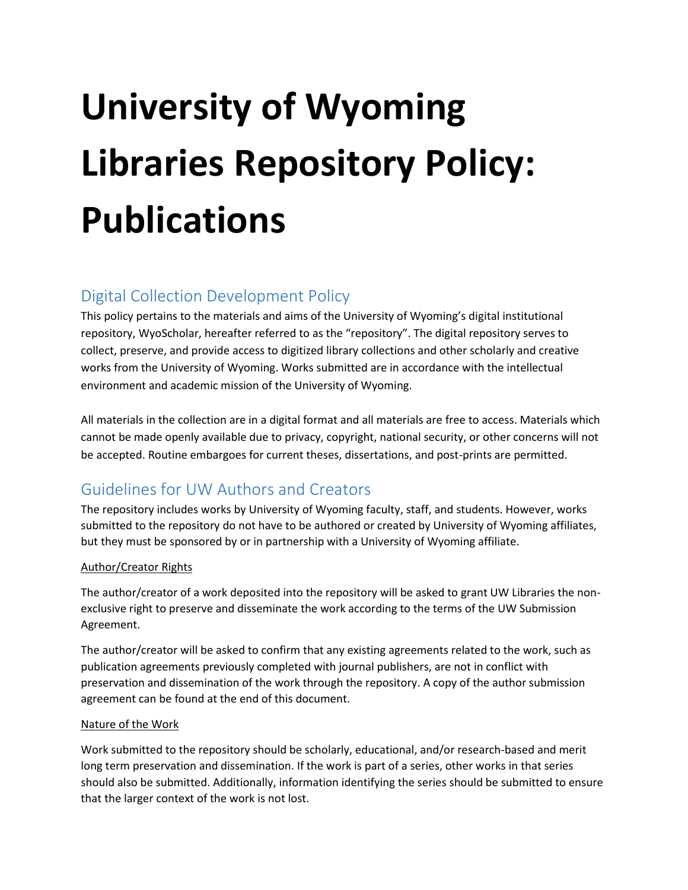# University of Wyoming Libraries Repository Policy: Publications

## Digital Collection Development Policy

This policy pertains to the materials and aims of the University of Wyoming's digital institutional repository, WyoScholar, hereafter referred to as the "repository". The digital repository serves to collect, preserve, and provide access to digitized library collections and other scholarly and creative works from the University of Wyoming. Works submitted are in accordance with the intellectual environment and academic mission of the University of Wyoming.

All materials in the collection are in a digital format and all materials are free to access. Materials which cannot be made openly available due to privacy, copyright, national security, or other concerns will not be accepted. Routine embargoes for current theses, dissertations, and post-prints are permitted.

## Guidelines for UW Authors and Creators

The repository includes works by University of Wyoming faculty, staff, and students. However, works submitted to the repository do not have to be authored or created by University of Wyoming affiliates, but they must be sponsored by or in partnership with a University of Wyoming affiliate.

### Author/Creator Rights

The author/creator of a work deposited into the repository will be asked to grant UW Libraries the non-exclusive right to preserve and disseminate the work according to the terms of the UW Submission Agreement.

The author/creator will be asked to confirm that any existing agreements related to the work, such as publication agreements previously completed with journal publishers, are not in conflict with preservation and dissemination of the work through the repository. A copy of the author submission agreement can be found at the end of this document.

### Nature of the Work

Work submitted to the repository should be scholarly, educational, and/or research-based and merit long term preservation and dissemination. If the work is part of a series, other works in that series should also be submitted. Additionally, information identifying the series should be submitted to ensure that the larger context of the work is not lost.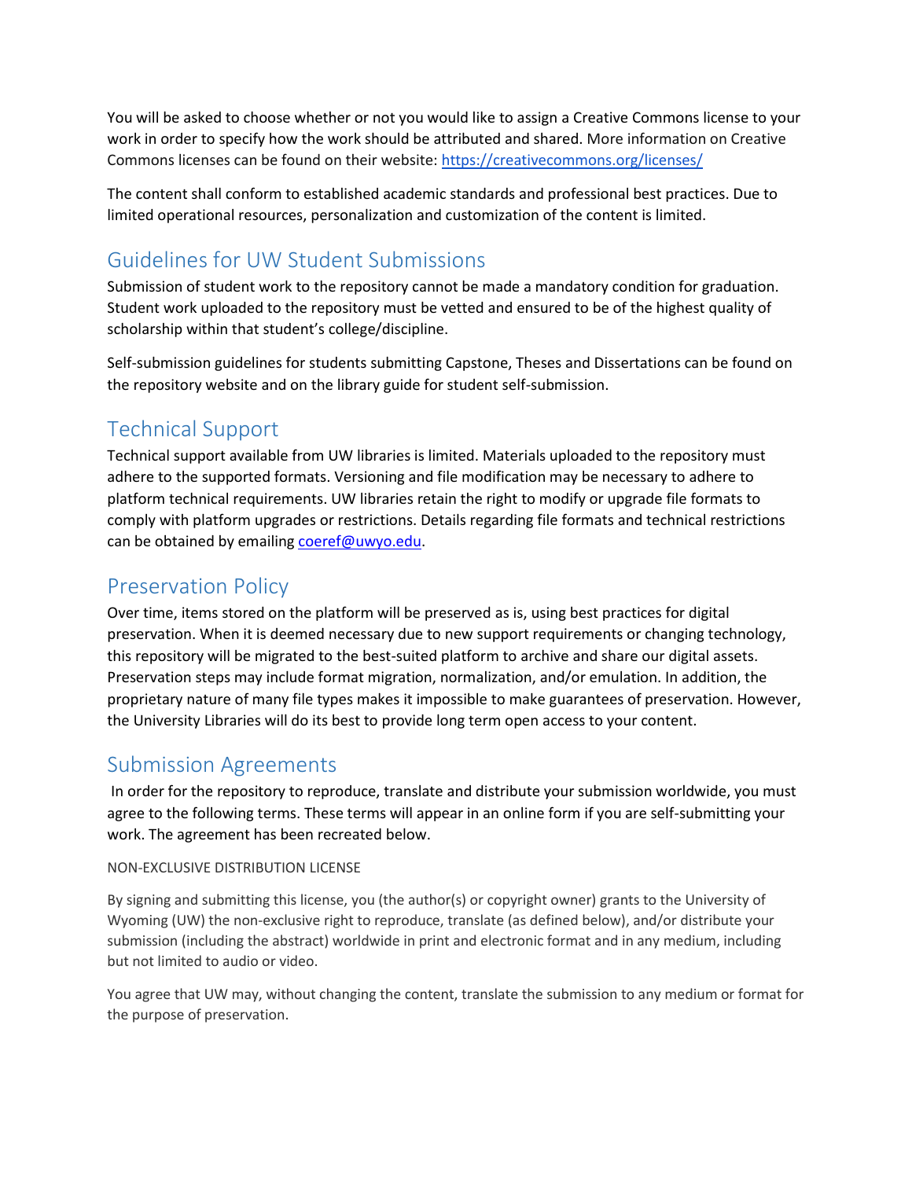You will be asked to choose whether or not you would like to assign a Creative Commons license to your work in order to specify how the work should be attributed and shared. More information on Creative Commons licenses can be found on their website: [https://creativecommons.org/licenses/](https://creativecommons.org/licenses/)

The content shall conform to established academic standards and professional best practices. Due to limited operational resources, personalization and customization of the content is limited.

## Guidelines for UW Student Submissions

Submission of student work to the repository cannot be made a mandatory condition for graduation. Student work uploaded to the repository must be vetted and ensured to be of the highest quality of scholarship within that student's college/discipline.

Self-submission guidelines for students submitting Capstone, Theses and Dissertations can be found on the repository website and on the library guide for student self-submission.

## Technical Support

Technical support available from UW libraries is limited. Materials uploaded to the repository must adhere to the supported formats. Versioning and file modification may be necessary to adhere to platform technical requirements. UW libraries retain the right to modify or upgrade file formats to comply with platform upgrades or restrictions. Details regarding file formats and technical restrictions can be obtained by emailing [coeref@uwyo.edu](mailto:coeref@uwyo.edu).

## Preservation Policy

Over time, items stored on the platform will be preserved as is, using best practices for digital preservation. When it is deemed necessary due to new support requirements or changing technology, this repository will be migrated to the best-suited platform to archive and share our digital assets. Preservation steps may include format migration, normalization, and/or emulation. In addition, the proprietary nature of many file types makes it impossible to make guarantees of preservation. However, the University Libraries will do its best to provide long term open access to your content.

## Submission Agreements

In order for the repository to reproduce, translate and distribute your submission worldwide, you must agree to the following terms. These terms will appear in an online form if you are self-submitting your work. The agreement has been recreated below.

NON-EXCLUSIVE DISTRIBUTION LICENSE

By signing and submitting this license, you (the author(s) or copyright owner) grants to the University of Wyoming (UW) the non-exclusive right to reproduce, translate (as defined below), and/or distribute your submission (including the abstract) worldwide in print and electronic format and in any medium, including but not limited to audio or video.

You agree that UW may, without changing the content, translate the submission to any medium or format for the purpose of preservation.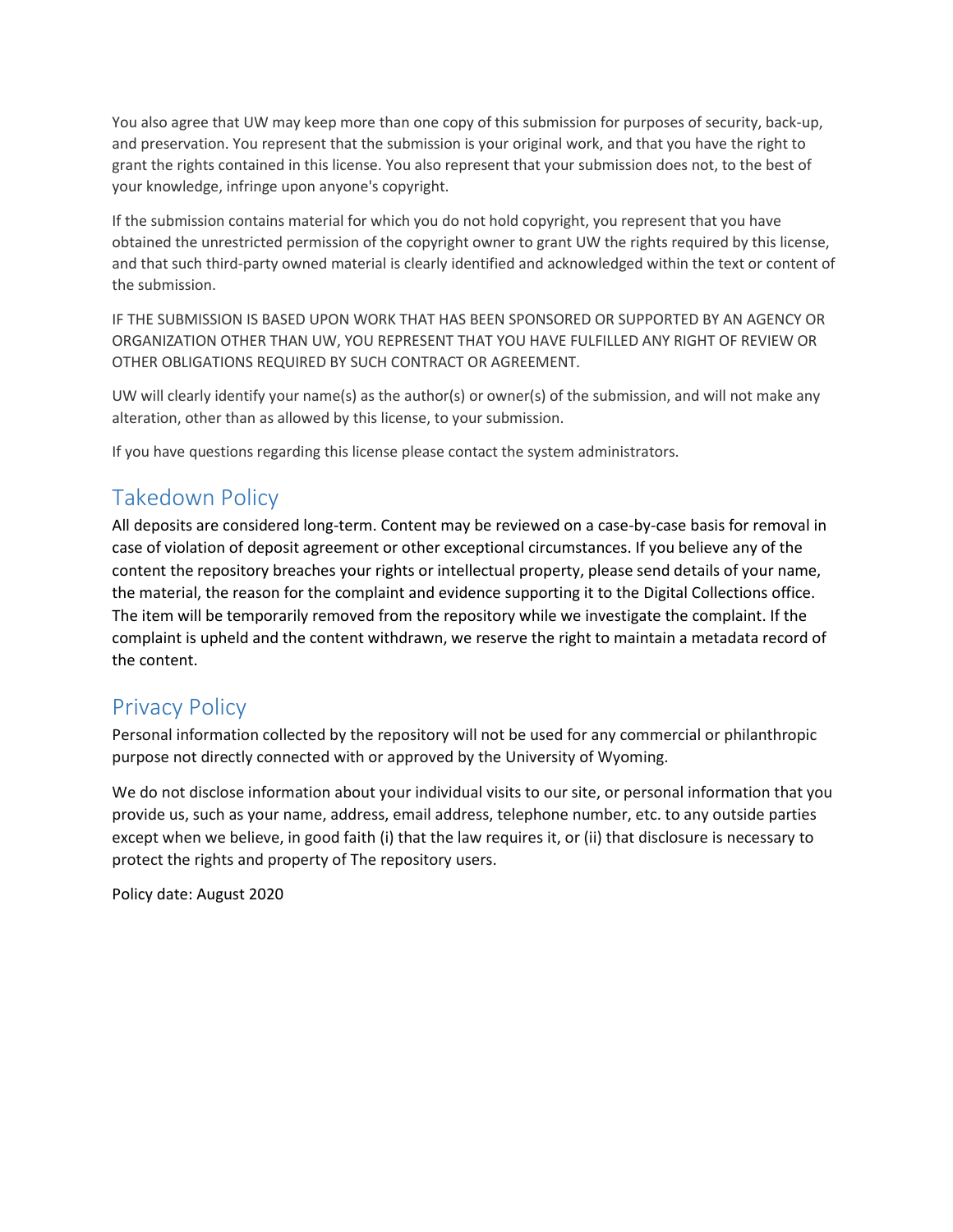You also agree that UW may keep more than one copy of this submission for purposes of security, back-up, and preservation. You represent that the submission is your original work, and that you have the right to grant the rights contained in this license. You also represent that your submission does not, to the best of your knowledge, infringe upon anyone's copyright.

If the submission contains material for which you do not hold copyright, you represent that you have obtained the unrestricted permission of the copyright owner to grant UW the rights required by this license, and that such third-party owned material is clearly identified and acknowledged within the text or content of the submission.

IF THE SUBMISSION IS BASED UPON WORK THAT HAS BEEN SPONSORED OR SUPPORTED BY AN AGENCY OR ORGANIZATION OTHER THAN UW, YOU REPRESENT THAT YOU HAVE FULFILLED ANY RIGHT OF REVIEW OR OTHER OBLIGATIONS REQUIRED BY SUCH CONTRACT OR AGREEMENT.

UW will clearly identify your name(s) as the author(s) or owner(s) of the submission, and will not make any alteration, other than as allowed by this license, to your submission.

If you have questions regarding this license please contact the system administrators.

## Takedown Policy

All deposits are considered long-term. Content may be reviewed on a case-by-case basis for removal in case of violation of deposit agreement or other exceptional circumstances. If you believe any of the content the repository breaches your rights or intellectual property, please send details of your name, the material, the reason for the complaint and evidence supporting it to the Digital Collections office. The item will be temporarily removed from the repository while we investigate the complaint. If the complaint is upheld and the content withdrawn, we reserve the right to maintain a metadata record of the content.

## Privacy Policy

Personal information collected by the repository will not be used for any commercial or philanthropic purpose not directly connected with or approved by the University of Wyoming.

We do not disclose information about your individual visits to our site, or personal information that you provide us, such as your name, address, email address, telephone number, etc. to any outside parties except when we believe, in good faith (i) that the law requires it, or (ii) that disclosure is necessary to protect the rights and property of The repository users.

Policy date: August 2020